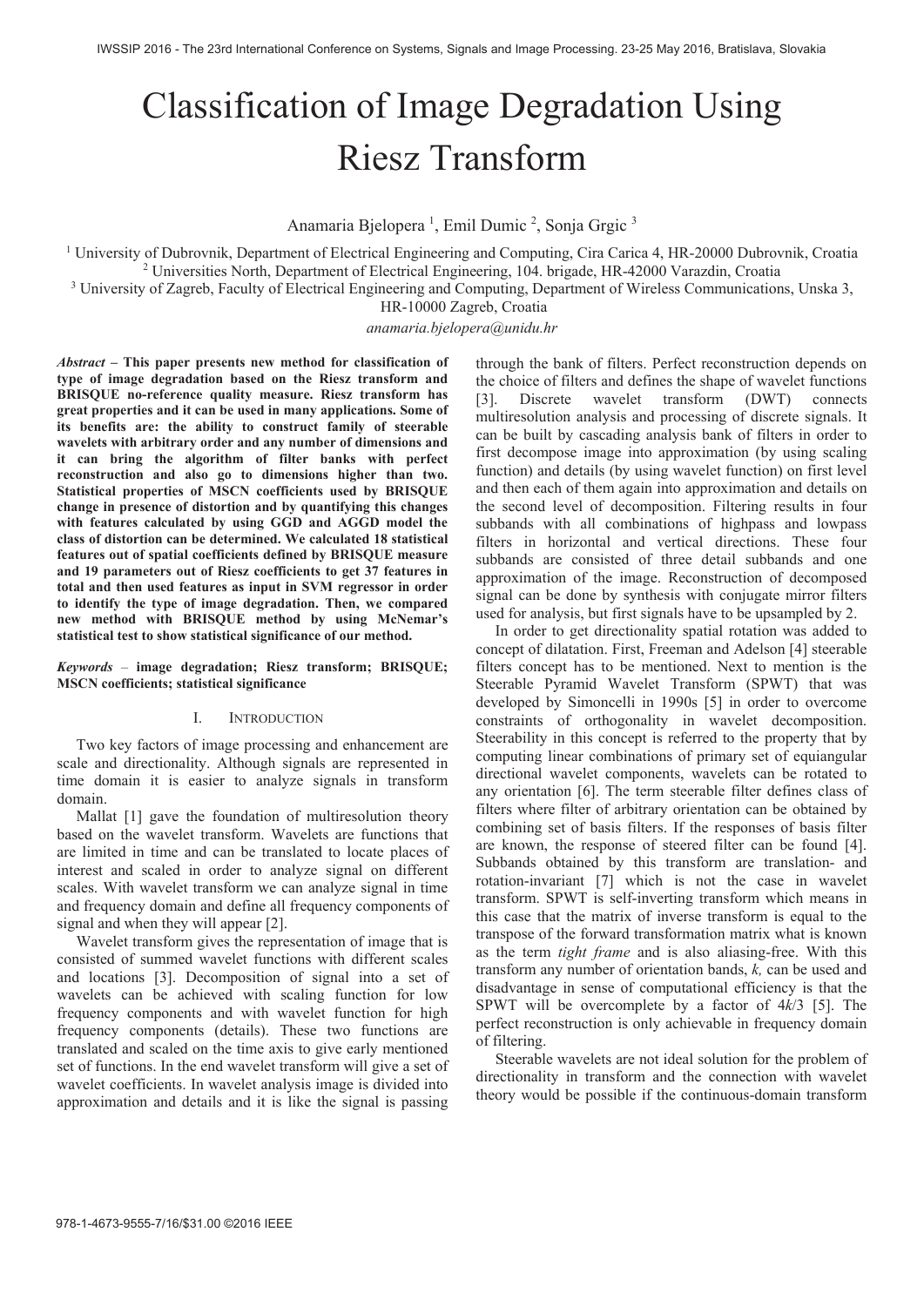# Classification of Image Degradation Using Riesz Transform

Anamaria Bjelopera [1], Emil Dumic [2], Sonja Grgic [3]

[1] University of Dubrovnik, Department of Electrical Engineering and Computing, Cira Carica 4, HR-20000 Dubrovnik, Croatia
[2] Universities North, Department of Electrical Engineering, 104. brigade, HR-42000 Varazdin, Croatia
[3] University of Zagreb, Faculty of Electrical Engineering and Computing, Department of Wireless Communications, Unska 3, HR-10000 Zagreb, Croatia

*anamaria.bjelopera@unidu.hr*

***Abstract*** **– This paper presents new method for classification of type of image degradation based on the Riesz transform and BRISQUE no-reference quality measure. Riesz transform has great properties and it can be used in many applications. Some of its benefits are: the ability to construct family of steerable wavelets with arbitrary order and any number of dimensions and it can bring the algorithm of filter banks with perfect reconstruction and also go to dimensions higher than two. Statistical properties of MSCN coefficients used by BRISQUE change in presence of distortion and by quantifying this changes with features calculated by using GGD and AGGD model the class of distortion can be determined. We calculated 18 statistical features out of spatial coefficients defined by BRISQUE measure and 19 parameters out of Riesz coefficients to get 37 features in total and then used features as input in SVM regressor in order to identify the type of image degradation. Then, we compared new method with BRISQUE method by using McNemar's statistical test to show statistical significance of our method.**

***Keywords*** **– image degradation; Riesz transform; BRISQUE; MSCN coefficients; statistical significance**

## I. Introduction

Two key factors of image processing and enhancement are scale and directionality. Although signals are represented in time domain it is easier to analyze signals in transform domain.

Mallat [1] gave the foundation of multiresolution theory based on the wavelet transform. Wavelets are functions that are limited in time and can be translated to locate places of interest and scaled in order to analyze signal on different scales. With wavelet transform we can analyze signal in time and frequency domain and define all frequency components of signal and when they will appear [2].

Wavelet transform gives the representation of image that is consisted of summed wavelet functions with different scales and locations [3]. Decomposition of signal into a set of wavelets can be achieved with scaling function for low frequency components and with wavelet function for high frequency components (details). These two functions are translated and scaled on the time axis to give early mentioned set of functions. In the end wavelet transform will give a set of wavelet coefficients. In wavelet analysis image is divided into approximation and details and it is like the signal is passing through the bank of filters. Perfect reconstruction depends on the choice of filters and defines the shape of wavelet functions [3]. Discrete wavelet transform (DWT) connects multiresolution analysis and processing of discrete signals. It can be built by cascading analysis bank of filters in order to first decompose image into approximation (by using scaling function) and details (by using wavelet function) on first level and then each of them again into approximation and details on the second level of decomposition. Filtering results in four subbands with all combinations of highpass and lowpass filters in horizontal and vertical directions. These four subbands are consisted of three detail subbands and one approximation of the image. Reconstruction of decomposed signal can be done by synthesis with conjugate mirror filters used for analysis, but first signals have to be upsampled by 2.

In order to get directionality spatial rotation was added to concept of dilatation. First, Freeman and Adelson [4] steerable filters concept has to be mentioned. Next to mention is the Steerable Pyramid Wavelet Transform (SPWT) that was developed by Simoncelli in 1990s [5] in order to overcome constraints of orthogonality in wavelet decomposition. Steerability in this concept is referred to the property that by computing linear combinations of primary set of equiangular directional wavelet components, wavelets can be rotated to any orientation [6]. The term steerable filter defines class of filters where filter of arbitrary orientation can be obtained by combining set of basis filters. If the responses of basis filter are known, the response of steered filter can be found [4]. Subbands obtained by this transform are translation- and rotation-invariant [7] which is not the case in wavelet transform. SPWT is self-inverting transform which means in this case that the matrix of inverse transform is equal to the transpose of the forward transformation matrix what is known as the term *tight frame* and is also aliasing-free. With this transform any number of orientation bands, $k$, can be used and disadvantage in sense of computational efficiency is that the SPWT will be overcomplete by a factor of $4k/3$ [5]. The perfect reconstruction is only achievable in frequency domain of filtering.

Steerable wavelets are not ideal solution for the problem of directionality in transform and the connection with wavelet theory would be possible if the continuous-domain transform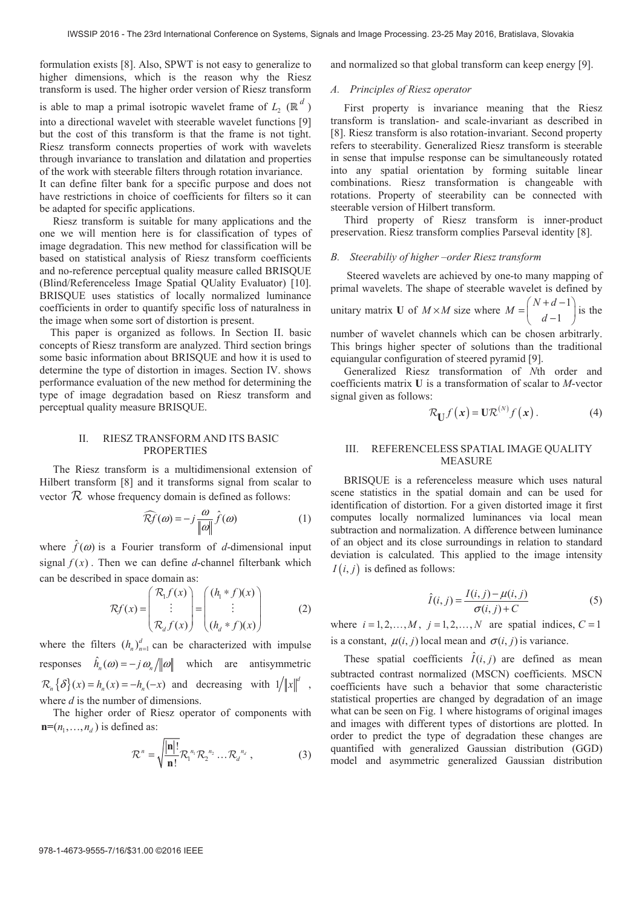formulation exists [8]. Also, SPWT is not easy to generalize to higher dimensions, which is the reason why the Riesz transform is used. The higher order version of Riesz transform is able to map a primal isotropic wavelet frame of $L_2(\mathbb{R}^d)$ into a directional wavelet with steerable wavelet functions [9] but the cost of this transform is that the frame is not tight. Riesz transform connects properties of work with wavelets through invariance to translation and dilatation and properties of the work with steerable filters through rotation invariance. It can define filter bank for a specific purpose and does not have restrictions in choice of coefficients for filters so it can be adapted for specific applications.

Riesz transform is suitable for many applications and the one we will mention here is for classification of types of image degradation. This new method for classification will be based on statistical analysis of Riesz transform coefficients and no-reference perceptual quality measure called BRISQUE (Blind/Referenceless Image Spatial QUality Evaluator) [10]. BRISQUE uses statistics of locally normalized luminance coefficients in order to quantify specific loss of naturalness in the image when some sort of distortion is present.

This paper is organized as follows. In Section II. basic concepts of Riesz transform are analyzed. Third section brings some basic information about BRISQUE and how it is used to determine the type of distortion in images. Section IV. shows performance evaluation of the new method for determining the type of image degradation based on Riesz transform and perceptual quality measure BRISQUE.

## II. RIESZ TRANSFORM AND ITS BASIC PROPERTIES

The Riesz transform is a multidimensional extension of Hilbert transform [8] and it transforms signal from scalar to vector $\mathcal{R}$ whose frequency domain is defined as follows:

$$\widehat{\mathcal{R}f}(\omega) = -j\frac{\omega}{\|\omega\|}\hat{f}(\omega) \tag{1}$$

where $\hat{f}(\omega)$ is a Fourier transform of $d$-dimensional input signal $f(x)$. Then we can define $d$-channel filterbank which can be described in space domain as:

$$\mathcal{R}f(x) = \begin{pmatrix} \mathcal{R}_1 f(x) \\ \vdots \\ \mathcal{R}_d f(x) \end{pmatrix} = \begin{pmatrix} (h_1 * f)(x) \\ \vdots \\ (h_d * f)(x) \end{pmatrix} \tag{2}$$

where the filters $(h_n)_{n=1}^{d}$ can be characterized with impulse responses $\hat{h}_n(\omega) = -j\,\omega_n / \|\omega\|$ which are antisymmetric $\mathcal{R}_n\{\delta\}(x) = h_n(x) = -h_n(-x)$ and decreasing with $1/\|x\|^d$, where $d$ is the number of dimensions.

The higher order of Riesz operator of components with $\mathbf{n}=(n_1,\ldots,n_d)$ is defined as:

$$\mathcal{R}^n = \sqrt{\frac{|\mathbf{n}|!}{\mathbf{n}!}}\mathcal{R}_1^{n_1}\mathcal{R}_2^{n_2}\ldots\mathcal{R}_d^{n_d}, \tag{3}$$

and normalized so that global transform can keep energy [9].

### A. Principles of Riesz operator

First property is invariance meaning that the Riesz transform is translation- and scale-invariant as described in [8]. Riesz transform is also rotation-invariant. Second property refers to steerability. Generalized Riesz transform is steerable in sense that impulse response can be simultaneously rotated into any spatial orientation by forming suitable linear combinations. Riesz transformation is changeable with rotations. Property of steerability can be connected with steerable version of Hilbert transform.

Third property of Riesz transform is inner-product preservation. Riesz transform complies Parseval identity [8].

### B. Steerabiliy of higher –order Riesz transform

Steered wavelets are achieved by one-to many mapping of primal wavelets. The shape of steerable wavelet is defined by unitary matrix $\mathbf{U}$ of $M \times M$ size where $M = \begin{pmatrix} N+d-1 \\ d-1 \end{pmatrix}$ is the number of wavelet channels which can be chosen arbitrarly. This brings higher specter of solutions than the traditional equiangular configuration of steered pyramid [9].

Generalized Riesz transformation of $N$th order and coefficients matrix $\mathbf{U}$ is a transformation of scalar to $M$-vector signal given as follows:

$$\mathcal{R}_{\mathbf{U}} f(\boldsymbol{x}) = \mathbf{U}\mathcal{R}^{(N)} f(\boldsymbol{x}). \tag{4}$$

## III. REFERENCELESS SPATIAL IMAGE QUALITY MEASURE

BRISQUE is a referenceless measure which uses natural scene statistics in the spatial domain and can be used for identification of distortion. For a given distorted image it first computes locally normalized luminances via local mean subtraction and normalization. A difference between luminance of an object and its close surroundings in relation to standard deviation is calculated. This applied to the image intensity $I(i,j)$ is defined as follows:

$$\hat{I}(i,j) = \frac{I(i,j) - \mu(i,j)}{\sigma(i,j) + C} \tag{5}$$

where $i = 1,2,\ldots,M$, $j = 1,2,\ldots,N$ are spatial indices, $C = 1$ is a constant, $\mu(i,j)$ local mean and $\sigma(i,j)$ is variance.

These spatial coefficients $\hat{I}(i,j)$ are defined as mean subtracted contrast normalized (MSCN) coefficients. MSCN coefficients have such a behavior that some characteristic statistical properties are changed by degradation of an image what can be seen on Fig. 1 where histograms of original images and images with different types of distortions are plotted. In order to predict the type of degradation these changes are quantified with generalized Gaussian distribution (GGD) model and asymmetric generalized Gaussian distribution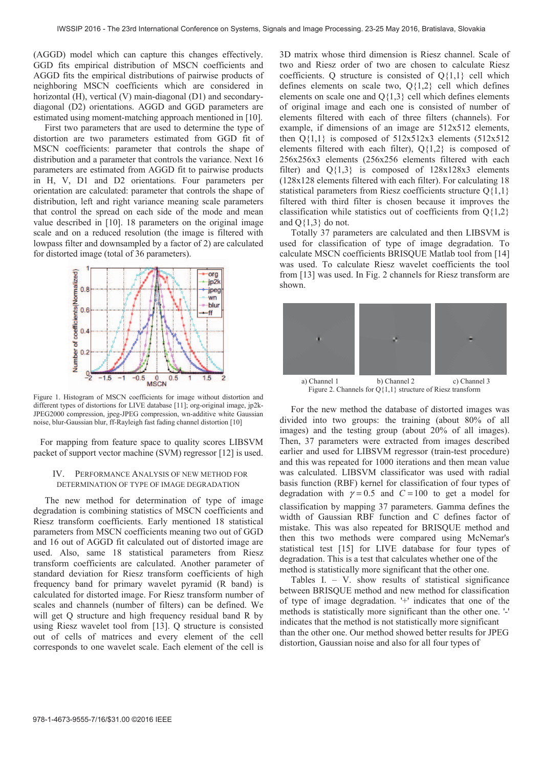(AGGD) model which can capture this changes effectively. GGD fits empirical distribution of MSCN coefficients and AGGD fits the empirical distributions of pairwise products of neighboring MSCN coefficients which are considered in horizontal (H), vertical (V) main-diagonal (D1) and secondary-diagonal (D2) orientations. AGGD and GGD parameters are estimated using moment-matching approach mentioned in [10].

First two parameters that are used to determine the type of distortion are two parameters estimated from GGD fit of MSCN coefficients: parameter that controls the shape of distribution and a parameter that controls the variance. Next 16 parameters are estimated from AGGD fit to pairwise products in H, V, D1 and D2 orientations. Four parameters per orientation are calculated: parameter that controls the shape of distribution, left and right variance meaning scale parameters that control the spread on each side of the mode and mean value described in [10]. 18 parameters on the original image scale and on a reduced resolution (the image is filtered with lowpass filter and downsampled by a factor of 2) are calculated for distorted image (total of 36 parameters).

Figure 1. Histogram of MSCN coefficients for image without distortion and different types of distortions for LIVE database [11]; org-original image, jp2k-JPEG2000 compression, jpeg-JPEG compression, wn-additive white Gaussian noise, blur-Gaussian blur, ff-Rayleigh fast fading channel distortion [10]

For mapping from feature space to quality scores LIBSVM packet of support vector machine (SVM) regressor [12] is used.

## IV. Performance Analysis of New Method for Determination of Type of Image Degradation

The new method for determination of type of image degradation is combining statistics of MSCN coefficients and Riesz transform coefficients. Early mentioned 18 statistical parameters from MSCN coefficients meaning two out of GGD and 16 out of AGGD fit calculated out of distorted image are used. Also, same 18 statistical parameters from Riesz transform coefficients are calculated. Another parameter of standard deviation for Riesz transform coefficients of high frequency band for primary wavelet pyramid (R band) is calculated for distorted image. For Riesz transform number of scales and channels (number of filters) can be defined. We will get Q structure and high frequency residual band R by using Riesz wavelet tool from [13]. Q structure is consisted out of cells of matrices and every element of the cell corresponds to one wavelet scale. Each element of the cell is 3D matrix whose third dimension is Riesz channel. Scale of two and Riesz order of two are chosen to calculate Riesz coefficients. Q structure is consisted of Q{1,1} cell which defines elements on scale two, Q{1,2} cell which defines elements on scale one and Q{1,3} cell which defines elements of original image and each one is consisted of number of elements filtered with each of three filters (channels). For example, if dimensions of an image are 512x512 elements, then Q{1,1} is composed of 512x512x3 elements (512x512 elements filtered with each filter), Q{1,2} is composed of 256x256x3 elements (256x256 elements filtered with each filter) and Q{1,3} is composed of 128x128x3 elements (128x128 elements filtered with each filter). For calculating 18 statistical parameters from Riesz coefficients structure Q{1,1} filtered with third filter is chosen because it improves the classification while statistics out of coefficients from Q{1,2} and Q{1,3} do not.

Totally 37 parameters are calculated and then LIBSVM is used for classification of type of image degradation. To calculate MSCN coefficients BRISQUE Matlab tool from [14] was used. To calculate Riesz wavelet coefficients the tool from [13] was used. In Fig. 2 channels for Riesz transform are shown.

a) Channel 1 b) Channel 2 c) Channel 3

Figure 2. Channels for Q{1,1} structure of Riesz transform

For the new method the database of distorted images was divided into two groups: the training (about 80% of all images) and the testing group (about 20% of all images). Then, 37 parameters were extracted from images described earlier and used for LIBSVM regressor (train-test procedure) and this was repeated for 1000 iterations and then mean value was calculated. LIBSVM classificator was used with radial basis function (RBF) kernel for classification of four types of degradation with $\gamma = 0.5$ and $C = 100$ to get a model for classification by mapping 37 parameters. Gamma defines the width of Gaussian RBF function and C defines factor of mistake. This was also repeated for BRISQUE method and then this two methods were compared using McNemar's statistical test [15] for LIVE database for four types of degradation. This is a test that calculates whether one of the method is statistically more significant that the other one.

Tables I. – V. show results of statistical significance between BRISQUE method and new method for classification of type of image degradation. '+' indicates that one of the methods is statistically more significant than the other one. '-' indicates that the method is not statistically more significant than the other one. Our method showed better results for JPEG distortion, Gaussian noise and also for all four types of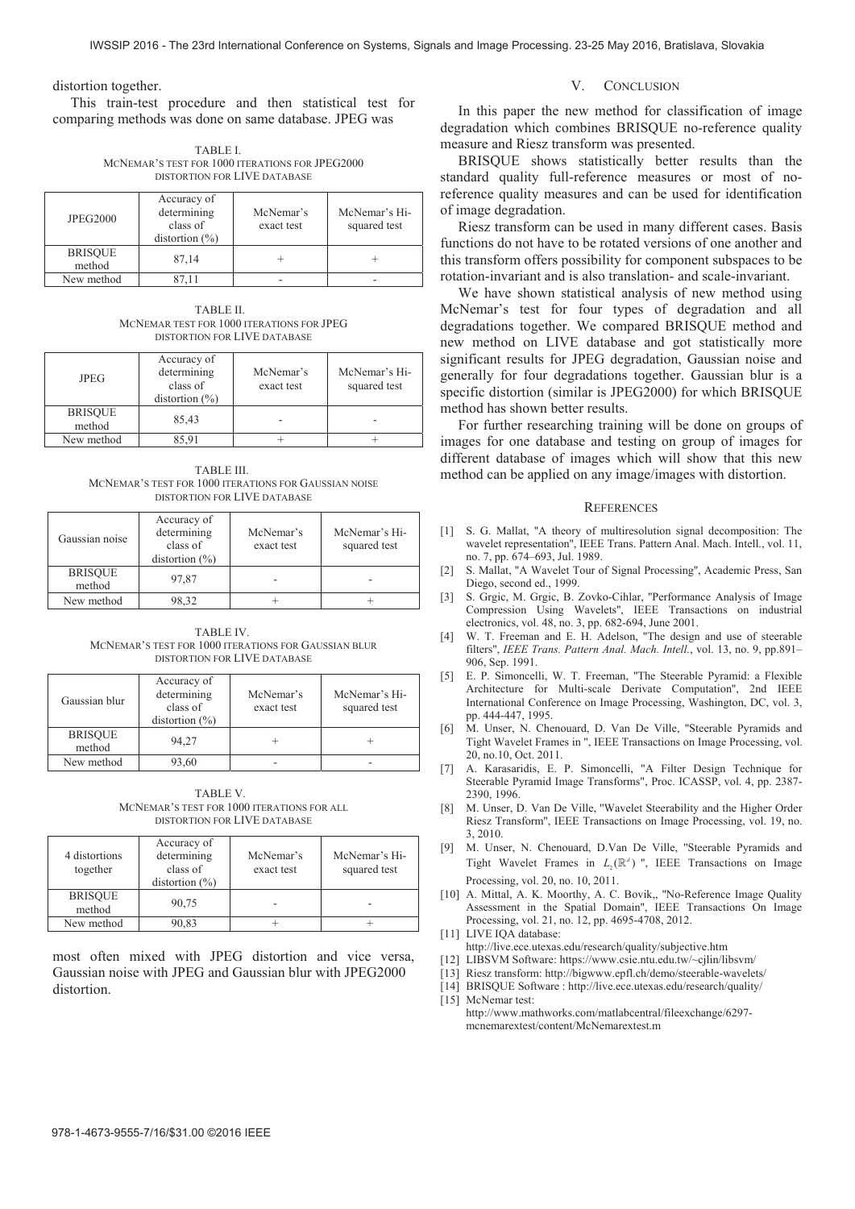distortion together.

This train-test procedure and then statistical test for comparing methods was done on same database. JPEG was most often mixed with JPEG distortion and vice versa, Gaussian noise with JPEG and Gaussian blur with JPEG2000 distortion.

TABLE I. MCNEMAR'S TEST FOR 1000 ITERATIONS FOR JPEG2000 DISTORTION FOR LIVE DATABASE

| JPEG2000 | Accuracy of determining class of distortion (%) | McNemar's exact test | McNemar's Hi-squared test |
|---|---|---|---|
| BRISQUE method | 87,14 | + | + |
| New method | 87,11 | - | - |

TABLE II. MCNEMAR TEST FOR 1000 ITERATIONS FOR JPEG DISTORTION FOR LIVE DATABASE

| JPEG | Accuracy of determining class of distortion (%) | McNemar's exact test | McNemar's Hi-squared test |
|---|---|---|---|
| BRISQUE method | 85,43 | - | - |
| New method | 85,91 | + | + |

TABLE III. MCNEMAR'S TEST FOR 1000 ITERATIONS FOR GAUSSIAN NOISE DISTORTION FOR LIVE DATABASE

| Gaussian noise | Accuracy of determining class of distortion (%) | McNemar's exact test | McNemar's Hi-squared test |
|---|---|---|---|
| BRISQUE method | 97,87 | - | - |
| New method | 98,32 | + | + |

TABLE IV. MCNEMAR'S TEST FOR 1000 ITERATIONS FOR GAUSSIAN BLUR DISTORTION FOR LIVE DATABASE

| Gaussian blur | Accuracy of determining class of distortion (%) | McNemar's exact test | McNemar's Hi-squared test |
|---|---|---|---|
| BRISQUE method | 94,27 | + | + |
| New method | 93,60 | - | - |

TABLE V. MCNEMAR'S TEST FOR 1000 ITERATIONS FOR ALL DISTORTION FOR LIVE DATABASE

| 4 distortions together | Accuracy of determining class of distortion (%) | McNemar's exact test | McNemar's Hi-squared test |
|---|---|---|---|
| BRISQUE method | 90,75 | - | - |
| New method | 90,83 | + | + |

## V. CONCLUSION

In this paper the new method for classification of image degradation which combines BRISQUE no-reference quality measure and Riesz transform was presented.

BRISQUE shows statistically better results than the standard quality full-reference measures or most of no-reference quality measures and can be used for identification of image degradation.

Riesz transform can be used in many different cases. Basis functions do not have to be rotated versions of one another and this transform offers possibility for component subspaces to be rotation-invariant and is also translation- and scale-invariant.

We have shown statistical analysis of new method using McNemar's test for four types of degradation and all degradations together. We compared BRISQUE method and new method on LIVE database and got statistically more significant results for JPEG degradation, Gaussian noise and generally for four degradations together. Gaussian blur is a specific distortion (similar is JPEG2000) for which BRISQUE method has shown better results.

For further researching training will be done on groups of images for one database and testing on group of images for different database of images which will show that this new method can be applied on any image/images with distortion.

## REFERENCES

[1] S. G. Mallat, "A theory of multiresolution signal decomposition: The wavelet representation", IEEE Trans. Pattern Anal. Mach. Intell., vol. 11, no. 7, pp. 674–693, Jul. 1989.

[2] S. Mallat, "A Wavelet Tour of Signal Processing", Academic Press, San Diego, second ed., 1999.

[3] S. Grgic, M. Grgic, B. Zovko-Cihlar, "Performance Analysis of Image Compression Using Wavelets", IEEE Transactions on industrial electronics, vol. 48, no. 3, pp. 682-694, June 2001.

[4] W. T. Freeman and E. H. Adelson, "The design and use of steerable filters", *IEEE Trans. Pattern Anal. Mach. Intell.*, vol. 13, no. 9, pp.891–906, Sep. 1991.

[5] E. P. Simoncelli, W. T. Freeman, "The Steerable Pyramid: a Flexible Architecture for Multi-scale Derivate Computation", 2nd IEEE International Conference on Image Processing, Washington, DC, vol. 3, pp. 444-447, 1995.

[6] M. Unser, N. Chenouard, D. Van De Ville, "Steerable Pyramids and Tight Wavelet Frames in ", IEEE Transactions on Image Processing, vol. 20, no.10, Oct. 2011.

[7] A. Karasaridis, E. P. Simoncelli, "A Filter Design Technique for Steerable Pyramid Image Transforms", Proc. ICASSP, vol. 4, pp. 2387-2390, 1996.

[8] M. Unser, D. Van De Ville, "Wavelet Steerability and the Higher Order Riesz Transform", IEEE Transactions on Image Processing, vol. 19, no. 3, 2010.

[9] M. Unser, N. Chenouard, D.Van De Ville, "Steerable Pyramids and Tight Wavelet Frames in $L_2(\mathbb{R}^d)$ ", IEEE Transactions on Image Processing, vol. 20, no. 10, 2011.

[10] A. Mittal, A. K. Moorthy, A. C. Bovik,, "No-Reference Image Quality Assessment in the Spatial Domain", IEEE Transactions On Image Processing, vol. 21, no. 12, pp. 4695-4708, 2012.

[11] LIVE IQA database: http://live.ece.utexas.edu/research/quality/subjective.htm

[12] LIBSVM Software: https://www.csie.ntu.edu.tw/~cjlin/libsvm/

[13] Riesz transform: http://bigwww.epfl.ch/demo/steerable-wavelets/

[14] BRISQUE Software : http://live.ece.utexas.edu/research/quality/

[15] McNemar test: http://www.mathworks.com/matlabcentral/fileexchange/6297-mcnemarextest/content/McNemarextest.m